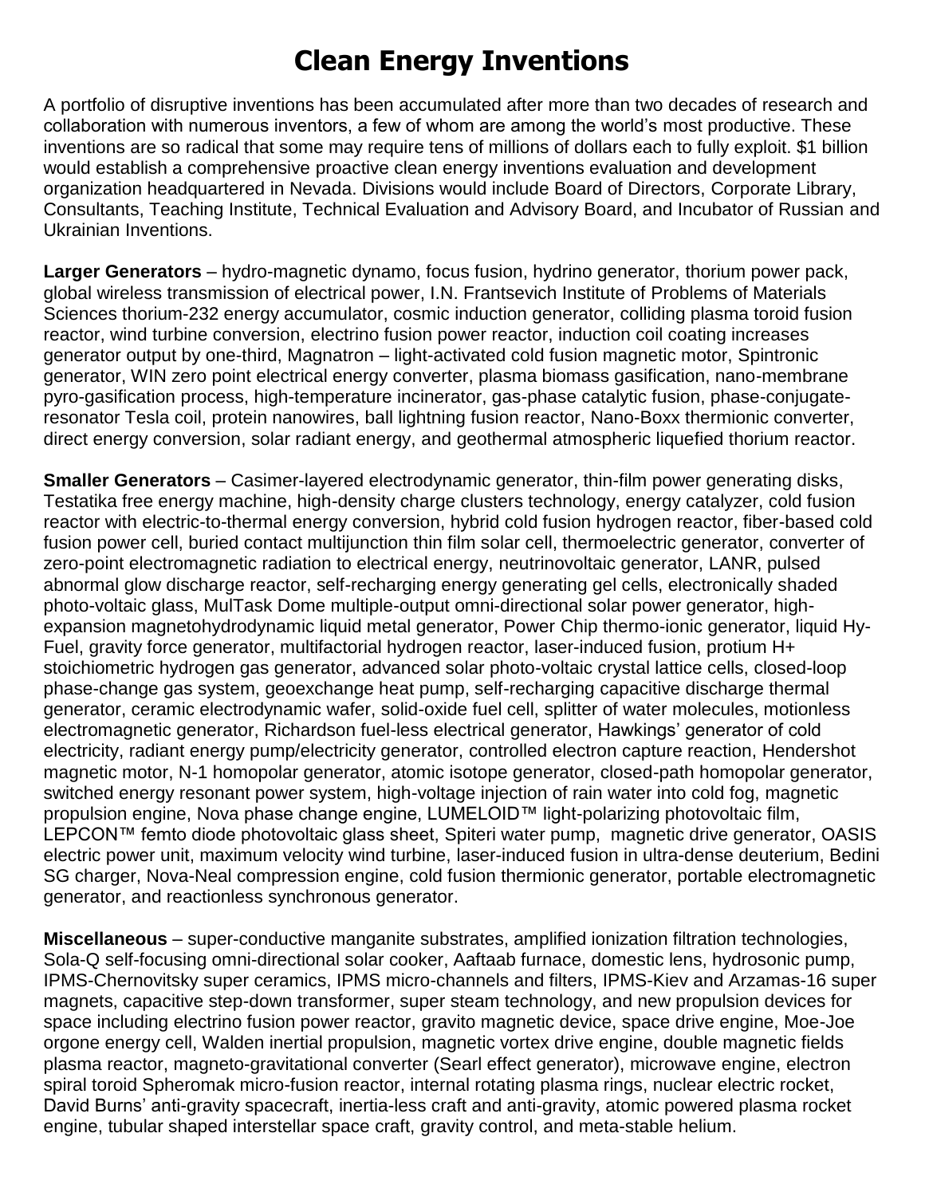# Clean Energy Inventions

A portfolio of disruptive inventions has been accumulated after more than two decades of research and collaboration with numerous inventors, a few of whom are among the world's most productive. These inventions are so radical that some may require tens of millions of dollars each to fully exploit. $1 billion would establish a comprehensive proactive clean energy inventions evaluation and development organization headquartered in Nevada. Divisions would include Board of Directors, Corporate Library, Consultants, Teaching Institute, Technical Evaluation and Advisory Board, and Incubator of Russian and Ukrainian Inventions.

**Larger Generators** – hydro-magnetic dynamo, focus fusion, hydrino generator, thorium power pack, global wireless transmission of electrical power, I.N. Frantsevich Institute of Problems of Materials Sciences thorium-232 energy accumulator, cosmic induction generator, colliding plasma toroid fusion reactor, wind turbine conversion, electrino fusion power reactor, induction coil coating increases generator output by one-third, Magnatron – light-activated cold fusion magnetic motor, Spintronic generator, WIN zero point electrical energy converter, plasma biomass gasification, nano-membrane pyro-gasification process, high-temperature incinerator, gas-phase catalytic fusion, phase-conjugate-resonator Tesla coil, protein nanowires, ball lightning fusion reactor, Nano-Boxx thermionic converter, direct energy conversion, solar radiant energy, and geothermal atmospheric liquefied thorium reactor.

**Smaller Generators** – Casimer-layered electrodynamic generator, thin-film power generating disks, Testatika free energy machine, high-density charge clusters technology, energy catalyzer, cold fusion reactor with electric-to-thermal energy conversion, hybrid cold fusion hydrogen reactor, fiber-based cold fusion power cell, buried contact multijunction thin film solar cell, thermoelectric generator, converter of zero-point electromagnetic radiation to electrical energy, neutrinovoltaic generator, LANR, pulsed abnormal glow discharge reactor, self-recharging energy generating gel cells, electronically shaded photo-voltaic glass, MulTask Dome multiple-output omni-directional solar power generator, high-expansion magnetohydrodynamic liquid metal generator, Power Chip thermo-ionic generator, liquid Hy-Fuel, gravity force generator, multifactorial hydrogen reactor, laser-induced fusion, protium H+ stoichiometric hydrogen gas generator, advanced solar photo-voltaic crystal lattice cells, closed-loop phase-change gas system, geoexchange heat pump, self-recharging capacitive discharge thermal generator, ceramic electrodynamic wafer, solid-oxide fuel cell, splitter of water molecules, motionless electromagnetic generator, Richardson fuel-less electrical generator, Hawkings' generator of cold electricity, radiant energy pump/electricity generator, controlled electron capture reaction, Hendershot magnetic motor, N-1 homopolar generator, atomic isotope generator, closed-path homopolar generator, switched energy resonant power system, high-voltage injection of rain water into cold fog, magnetic propulsion engine, Nova phase change engine, LUMELOID™ light-polarizing photovoltaic film, LEPCON™ femto diode photovoltaic glass sheet, Spiteri water pump, magnetic drive generator, OASIS electric power unit, maximum velocity wind turbine, laser-induced fusion in ultra-dense deuterium, Bedini SG charger, Nova-Neal compression engine, cold fusion thermionic generator, portable electromagnetic generator, and reactionless synchronous generator.

**Miscellaneous** – super-conductive manganite substrates, amplified ionization filtration technologies, Sola-Q self-focusing omni-directional solar cooker, Aaftaab furnace, domestic lens, hydrosonic pump, IPMS-Chernovitsky super ceramics, IPMS micro-channels and filters, IPMS-Kiev and Arzamas-16 super magnets, capacitive step-down transformer, super steam technology, and new propulsion devices for space including electrino fusion power reactor, gravito magnetic device, space drive engine, Moe-Joe orgone energy cell, Walden inertial propulsion, magnetic vortex drive engine, double magnetic fields plasma reactor, magneto-gravitational converter (Searl effect generator), microwave engine, electron spiral toroid Spheromak micro-fusion reactor, internal rotating plasma rings, nuclear electric rocket, David Burns' anti-gravity spacecraft, inertia-less craft and anti-gravity, atomic powered plasma rocket engine, tubular shaped interstellar space craft, gravity control, and meta-stable helium.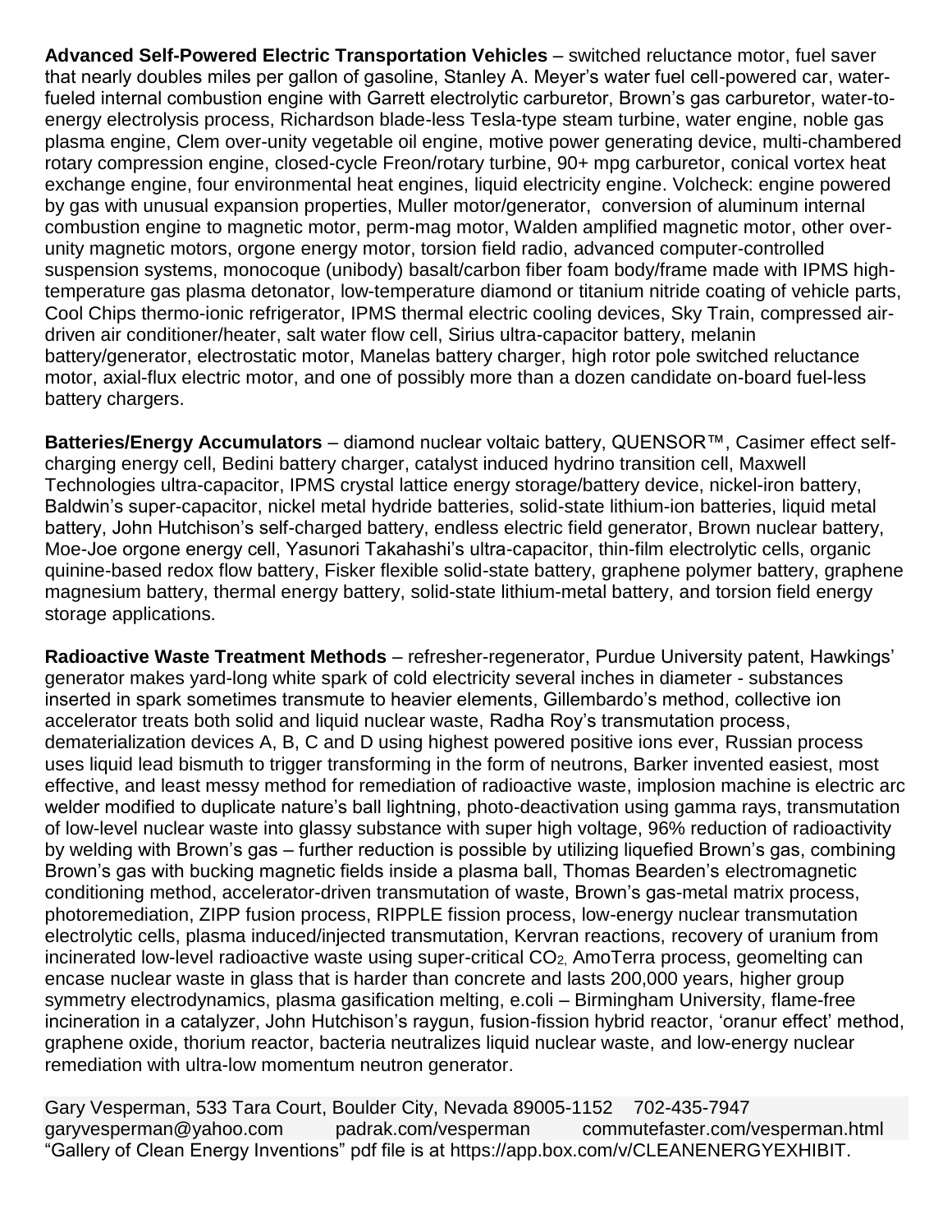**Advanced Self-Powered Electric Transportation Vehicles** – switched reluctance motor, fuel saver that nearly doubles miles per gallon of gasoline, Stanley A. Meyer's water fuel cell-powered car, water-fueled internal combustion engine with Garrett electrolytic carburetor, Brown's gas carburetor, water-to-energy electrolysis process, Richardson blade-less Tesla-type steam turbine, water engine, noble gas plasma engine, Clem over-unity vegetable oil engine, motive power generating device, multi-chambered rotary compression engine, closed-cycle Freon/rotary turbine, 90+ mpg carburetor, conical vortex heat exchange engine, four environmental heat engines, liquid electricity engine. Volcheck: engine powered by gas with unusual expansion properties, Muller motor/generator, conversion of aluminum internal combustion engine to magnetic motor, perm-mag motor, Walden amplified magnetic motor, other over-unity magnetic motors, orgone energy motor, torsion field radio, advanced computer-controlled suspension systems, monocoque (unibody) basalt/carbon fiber foam body/frame made with IPMS high-temperature gas plasma detonator, low-temperature diamond or titanium nitride coating of vehicle parts, Cool Chips thermo-ionic refrigerator, IPMS thermal electric cooling devices, Sky Train, compressed air-driven air conditioner/heater, salt water flow cell, Sirius ultra-capacitor battery, melanin battery/generator, electrostatic motor, Manelas battery charger, high rotor pole switched reluctance motor, axial-flux electric motor, and one of possibly more than a dozen candidate on-board fuel-less battery chargers.

**Batteries/Energy Accumulators** – diamond nuclear voltaic battery, QUENSOR™, Casimer effect self-charging energy cell, Bedini battery charger, catalyst induced hydrino transition cell, Maxwell Technologies ultra-capacitor, IPMS crystal lattice energy storage/battery device, nickel-iron battery, Baldwin's super-capacitor, nickel metal hydride batteries, solid-state lithium-ion batteries, liquid metal battery, John Hutchison's self-charged battery, endless electric field generator, Brown nuclear battery, Moe-Joe orgone energy cell, Yasunori Takahashi's ultra-capacitor, thin-film electrolytic cells, organic quinine-based redox flow battery, Fisker flexible solid-state battery, graphene polymer battery, graphene magnesium battery, thermal energy battery, solid-state lithium-metal battery, and torsion field energy storage applications.

**Radioactive Waste Treatment Methods** – refresher-regenerator, Purdue University patent, Hawkings' generator makes yard-long white spark of cold electricity several inches in diameter - substances inserted in spark sometimes transmute to heavier elements, Gillembardo's method, collective ion accelerator treats both solid and liquid nuclear waste, Radha Roy's transmutation process, dematerialization devices A, B, C and D using highest powered positive ions ever, Russian process uses liquid lead bismuth to trigger transforming in the form of neutrons, Barker invented easiest, most effective, and least messy method for remediation of radioactive waste, implosion machine is electric arc welder modified to duplicate nature's ball lightning, photo-deactivation using gamma rays, transmutation of low-level nuclear waste into glassy substance with super high voltage, 96% reduction of radioactivity by welding with Brown's gas – further reduction is possible by utilizing liquefied Brown's gas, combining Brown's gas with bucking magnetic fields inside a plasma ball, Thomas Bearden's electromagnetic conditioning method, accelerator-driven transmutation of waste, Brown's gas-metal matrix process, photoremediation, ZIPP fusion process, RIPPLE fission process, low-energy nuclear transmutation electrolytic cells, plasma induced/injected transmutation, Kervran reactions, recovery of uranium from incinerated low-level radioactive waste using super-critical $CO_2$, AmoTerra process, geomelting can encase nuclear waste in glass that is harder than concrete and lasts 200,000 years, higher group symmetry electrodynamics, plasma gasification melting, e.coli – Birmingham University, flame-free incineration in a catalyzer, John Hutchison's raygun, fusion-fission hybrid reactor, 'oranur effect' method, graphene oxide, thorium reactor, bacteria neutralizes liquid nuclear waste, and low-energy nuclear remediation with ultra-low momentum neutron generator.

Gary Vesperman, 533 Tara Court, Boulder City, Nevada 89005-1152 702-435-7947
garyvesperman@yahoo.com padrak.com/vesperman commutefaster.com/vesperman.html
"Gallery of Clean Energy Inventions" pdf file is at https://app.box.com/v/CLEANENERGYEXHIBIT.